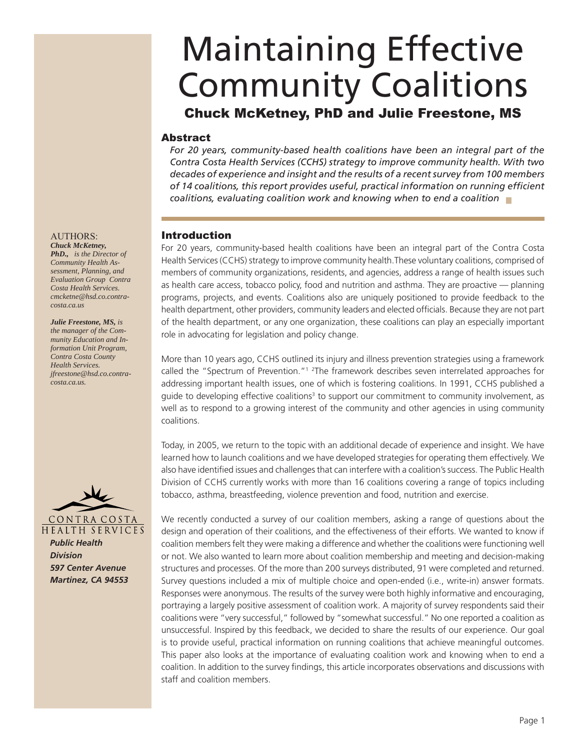# Maintaining Effective Community Coalitions

## Chuck McKetney, PhD and Julie Freestone, MS

### Abstract

*For 20 years, community-based health coalitions have been an integral part of the Contra Costa Health Services (CCHS) strategy to improve community health. With two decades of experience and insight and the results of a recent survey from 100 members of 14 coalitions, this report provides useful, practical information on running efficient coalitions, evaluating coalition work and knowing when to end a coalition*

AUTHORS:

***Chuck McKetney, PhD.,*** *is the Director of Community Health Assessment, Planning, and Evaluation Group Contra Costa Health Services. cmcketne@hsd.co.contra-costa.ca.us*

***Julie Freestone, MS,*** *is the manager of the Community Education and Information Unit Program, Contra Costa County Health Services. jfreestone@hsd.co.contra-costa.ca.us.*

CONTRA COSTA HEALTH SERVICES

***Public Health Division***
***597 Center Avenue***
***Martinez, CA 94553***

### Introduction

For 20 years, community-based health coalitions have been an integral part of the Contra Costa Health Services (CCHS) strategy to improve community health.These voluntary coalitions, comprised of members of community organizations, residents, and agencies, address a range of health issues such as health care access, tobacco policy, food and nutrition and asthma. They are proactive — planning programs, projects, and events. Coalitions also are uniquely positioned to provide feedback to the health department, other providers, community leaders and elected officials. Because they are not part of the health department, or any one organization, these coalitions can play an especially important role in advocating for legislation and policy change.

More than 10 years ago, CCHS outlined its injury and illness prevention strategies using a framework called the "Spectrum of Prevention."[1] [2]The framework describes seven interrelated approaches for addressing important health issues, one of which is fostering coalitions. In 1991, CCHS published a guide to developing effective coalitions[3] to support our commitment to community involvement, as well as to respond to a growing interest of the community and other agencies in using community coalitions.

Today, in 2005, we return to the topic with an additional decade of experience and insight. We have learned how to launch coalitions and we have developed strategies for operating them effectively. We also have identified issues and challenges that can interfere with a coalition's success. The Public Health Division of CCHS currently works with more than 16 coalitions covering a range of topics including tobacco, asthma, breastfeeding, violence prevention and food, nutrition and exercise.

We recently conducted a survey of our coalition members, asking a range of questions about the design and operation of their coalitions, and the effectiveness of their efforts. We wanted to know if coalition members felt they were making a difference and whether the coalitions were functioning well or not. We also wanted to learn more about coalition membership and meeting and decision-making structures and processes. Of the more than 200 surveys distributed, 91 were completed and returned. Survey questions included a mix of multiple choice and open-ended (i.e., write-in) answer formats. Responses were anonymous. The results of the survey were both highly informative and encouraging, portraying a largely positive assessment of coalition work. A majority of survey respondents said their coalitions were "very successful," followed by "somewhat successful." No one reported a coalition as unsuccessful. Inspired by this feedback, we decided to share the results of our experience. Our goal is to provide useful, practical information on running coalitions that achieve meaningful outcomes. This paper also looks at the importance of evaluating coalition work and knowing when to end a coalition. In addition to the survey findings, this article incorporates observations and discussions with staff and coalition members.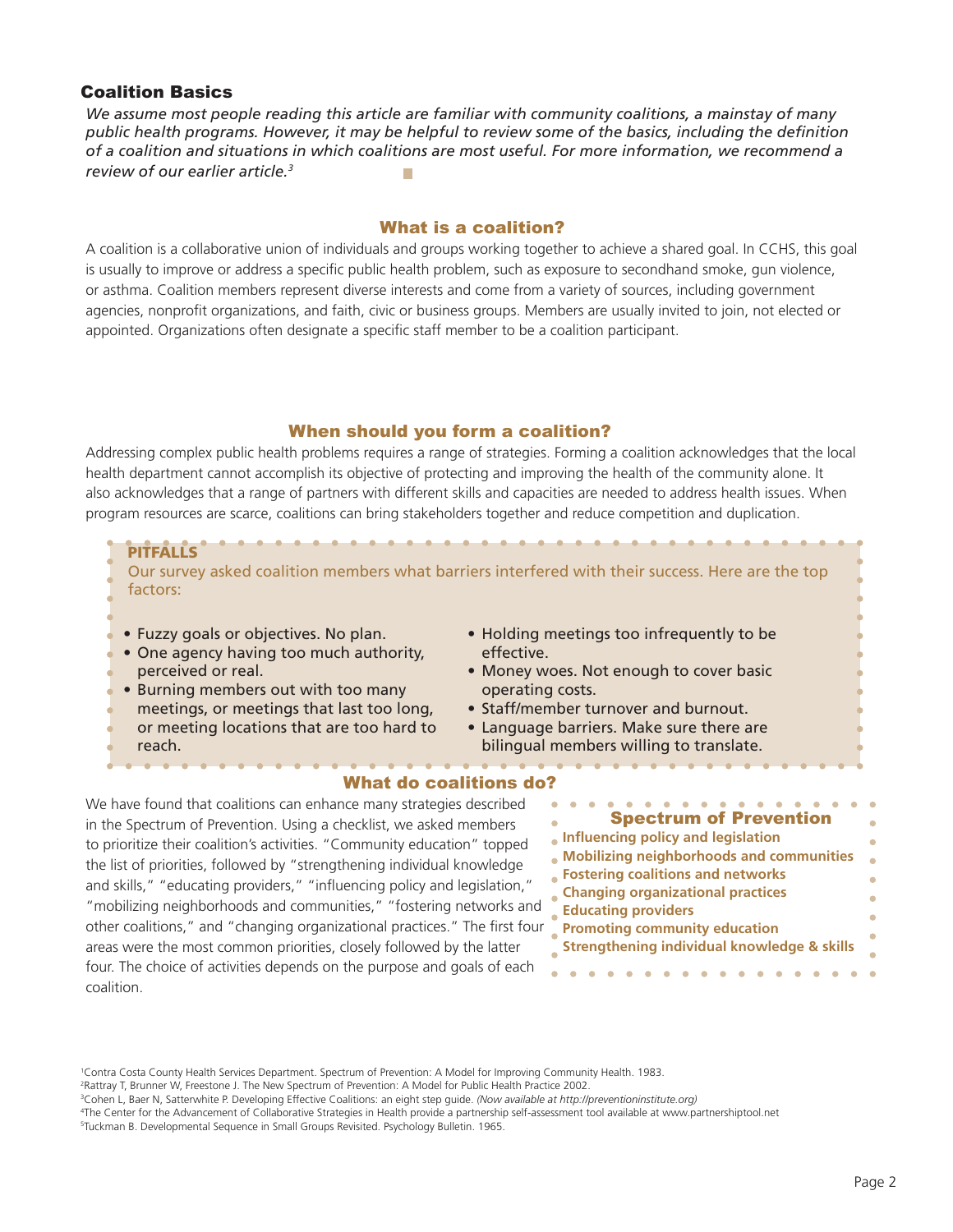## Coalition Basics

*We assume most people reading this article are familiar with community coalitions, a mainstay of many public health programs. However, it may be helpful to review some of the basics, including the definition of a coalition and situations in which coalitions are most useful. For more information, we recommend a review of our earlier article.[3]*

### What is a coalition?

A coalition is a collaborative union of individuals and groups working together to achieve a shared goal. In CCHS, this goal is usually to improve or address a specific public health problem, such as exposure to secondhand smoke, gun violence, or asthma. Coalition members represent diverse interests and come from a variety of sources, including government agencies, nonprofit organizations, and faith, civic or business groups. Members are usually invited to join, not elected or appointed. Organizations often designate a specific staff member to be a coalition participant.

### When should you form a coalition?

Addressing complex public health problems requires a range of strategies. Forming a coalition acknowledges that the local health department cannot accomplish its objective of protecting and improving the health of the community alone. It also acknowledges that a range of partners with different skills and capacities are needed to address health issues. When program resources are scarce, coalitions can bring stakeholders together and reduce competition and duplication.

**PITFALLS**

Our survey asked coalition members what barriers interfered with their success. Here are the top factors:

- Fuzzy goals or objectives. No plan.
- One agency having too much authority, perceived or real.
- Burning members out with too many meetings, or meetings that last too long, or meeting locations that are too hard to reach.
- Holding meetings too infrequently to be effective.
- Money woes. Not enough to cover basic operating costs.
- Staff/member turnover and burnout.
- Language barriers. Make sure there are bilingual members willing to translate.

### What do coalitions do?

We have found that coalitions can enhance many strategies described in the Spectrum of Prevention. Using a checklist, we asked members to prioritize their coalition's activities. "Community education" topped the list of priorities, followed by "strengthening individual knowledge and skills," "educating providers," "influencing policy and legislation," "mobilizing neighborhoods and communities," "fostering networks and other coalitions," and "changing organizational practices." The first four areas were the most common priorities, closely followed by the latter four. The choice of activities depends on the purpose and goals of each coalition.

**Spectrum of Prevention**

- **Influencing policy and legislation**
- **Mobilizing neighborhoods and communities**
- **Fostering coalitions and networks**
- **Changing organizational practices**
- **Educating providers**
- **Promoting community education**
- **Strengthening individual knowledge & skills**

---

[1] Contra Costa County Health Services Department. Spectrum of Prevention: A Model for Improving Community Health. 1983.
[2] Rattray T, Brunner W, Freestone J. The New Spectrum of Prevention: A Model for Public Health Practice 2002.
[3] Cohen L, Baer N, Satterwhite P. Developing Effective Coalitions: an eight step guide. *(Now available at http://preventioninstitute.org)*
[4] The Center for the Advancement of Collaborative Strategies in Health provide a partnership self-assessment tool available at www.partnershiptool.net
[5] Tuckman B. Developmental Sequence in Small Groups Revisited. Psychology Bulletin. 1965.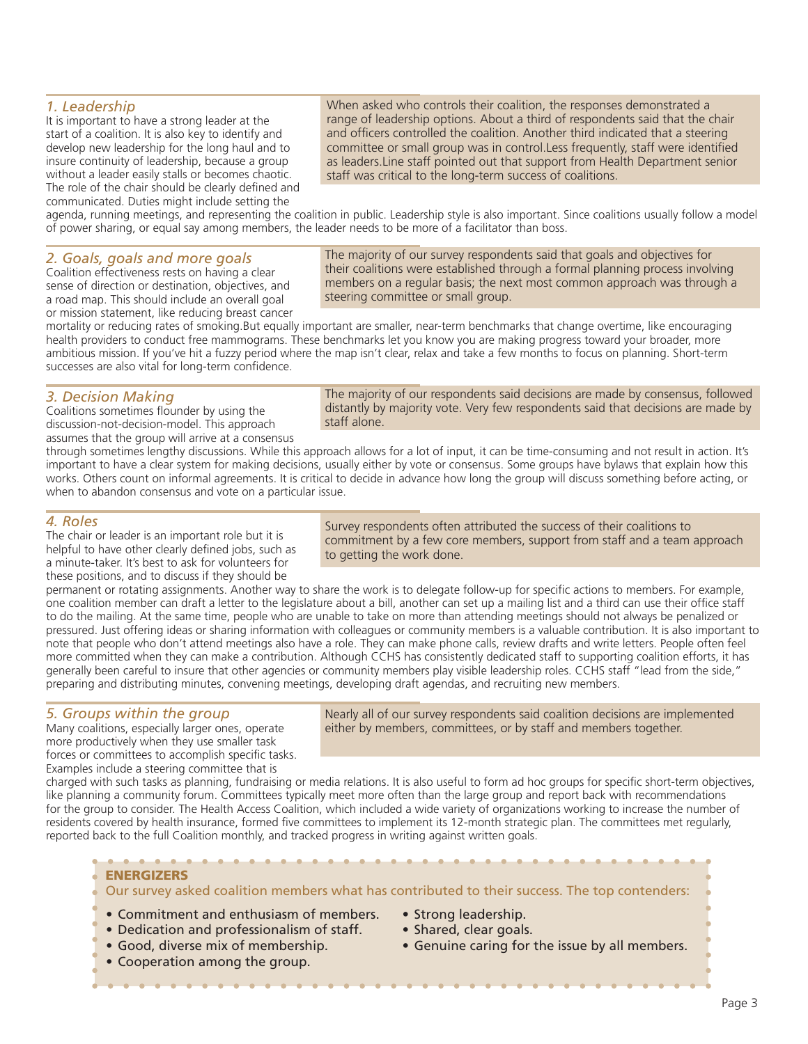### *1. Leadership*

It is important to have a strong leader at the start of a coalition. It is also key to identify and develop new leadership for the long haul and to insure continuity of leadership, because a group without a leader easily stalls or becomes chaotic. The role of the chair should be clearly defined and communicated. Duties might include setting the agenda, running meetings, and representing the coalition in public. Leadership style is also important. Since coalitions usually follow a model of power sharing, or equal say among members, the leader needs to be more of a facilitator than boss.

> When asked who controls their coalition, the responses demonstrated a range of leadership options. About a third of respondents said that the chair and officers controlled the coalition. Another third indicated that a steering committee or small group was in control.Less frequently, staff were identified as leaders.Line staff pointed out that support from Health Department senior staff was critical to the long-term success of coalitions.

### *2. Goals, goals and more goals*

Coalition effectiveness rests on having a clear sense of direction or destination, objectives, and a road map. This should include an overall goal or mission statement, like reducing breast cancer mortality or reducing rates of smoking.But equally important are smaller, near-term benchmarks that change overtime, like encouraging health providers to conduct free mammograms. These benchmarks let you know you are making progress toward your broader, more ambitious mission. If you've hit a fuzzy period where the map isn't clear, relax and take a few months to focus on planning. Short-term successes are also vital for long-term confidence.

> The majority of our survey respondents said that goals and objectives for their coalitions were established through a formal planning process involving members on a regular basis; the next most common approach was through a steering committee or small group.

### *3. Decision Making*

Coalitions sometimes flounder by using the discussion-not-decision-model. This approach assumes that the group will arrive at a consensus through sometimes lengthy discussions. While this approach allows for a lot of input, it can be time-consuming and not result in action. It's important to have a clear system for making decisions, usually either by vote or consensus. Some groups have bylaws that explain how this works. Others count on informal agreements. It is critical to decide in advance how long the group will discuss something before acting, or when to abandon consensus and vote on a particular issue.

> The majority of our respondents said decisions are made by consensus, followed distantly by majority vote. Very few respondents said that decisions are made by staff alone.

### *4. Roles*

The chair or leader is an important role but it is helpful to have other clearly defined jobs, such as a minute-taker. It's best to ask for volunteers for these positions, and to discuss if they should be permanent or rotating assignments. Another way to share the work is to delegate follow-up for specific actions to members. For example, one coalition member can draft a letter to the legislature about a bill, another can set up a mailing list and a third can use their office staff to do the mailing. At the same time, people who are unable to take on more than attending meetings should not always be penalized or pressured. Just offering ideas or sharing information with colleagues or community members is a valuable contribution. It is also important to note that people who don't attend meetings also have a role. They can make phone calls, review drafts and write letters. People often feel more committed when they can make a contribution. Although CCHS has consistently dedicated staff to supporting coalition efforts, it has generally been careful to insure that other agencies or community members play visible leadership roles. CCHS staff "lead from the side," preparing and distributing minutes, convening meetings, developing draft agendas, and recruiting new members.

> Survey respondents often attributed the success of their coalitions to commitment by a few core members, support from staff and a team approach to getting the work done.

### *5. Groups within the group*

Many coalitions, especially larger ones, operate more productively when they use smaller task forces or committees to accomplish specific tasks. Examples include a steering committee that is charged with such tasks as planning, fundraising or media relations. It is also useful to form ad hoc groups for specific short-term objectives, like planning a community forum. Committees typically meet more often than the large group and report back with recommendations for the group to consider. The Health Access Coalition, which included a wide variety of organizations working to increase the number of residents covered by health insurance, formed five committees to implement its 12-month strategic plan. The committees met regularly, reported back to the full Coalition monthly, and tracked progress in writing against written goals.

> Nearly all of our survey respondents said coalition decisions are implemented either by members, committees, or by staff and members together.

**ENERGIZERS**

Our survey asked coalition members what has contributed to their success. The top contenders:

- Commitment and enthusiasm of members.
- Dedication and professionalism of staff.
- Good, diverse mix of membership.
- Cooperation among the group.
- Strong leadership.
- Shared, clear goals.
- Genuine caring for the issue by all members.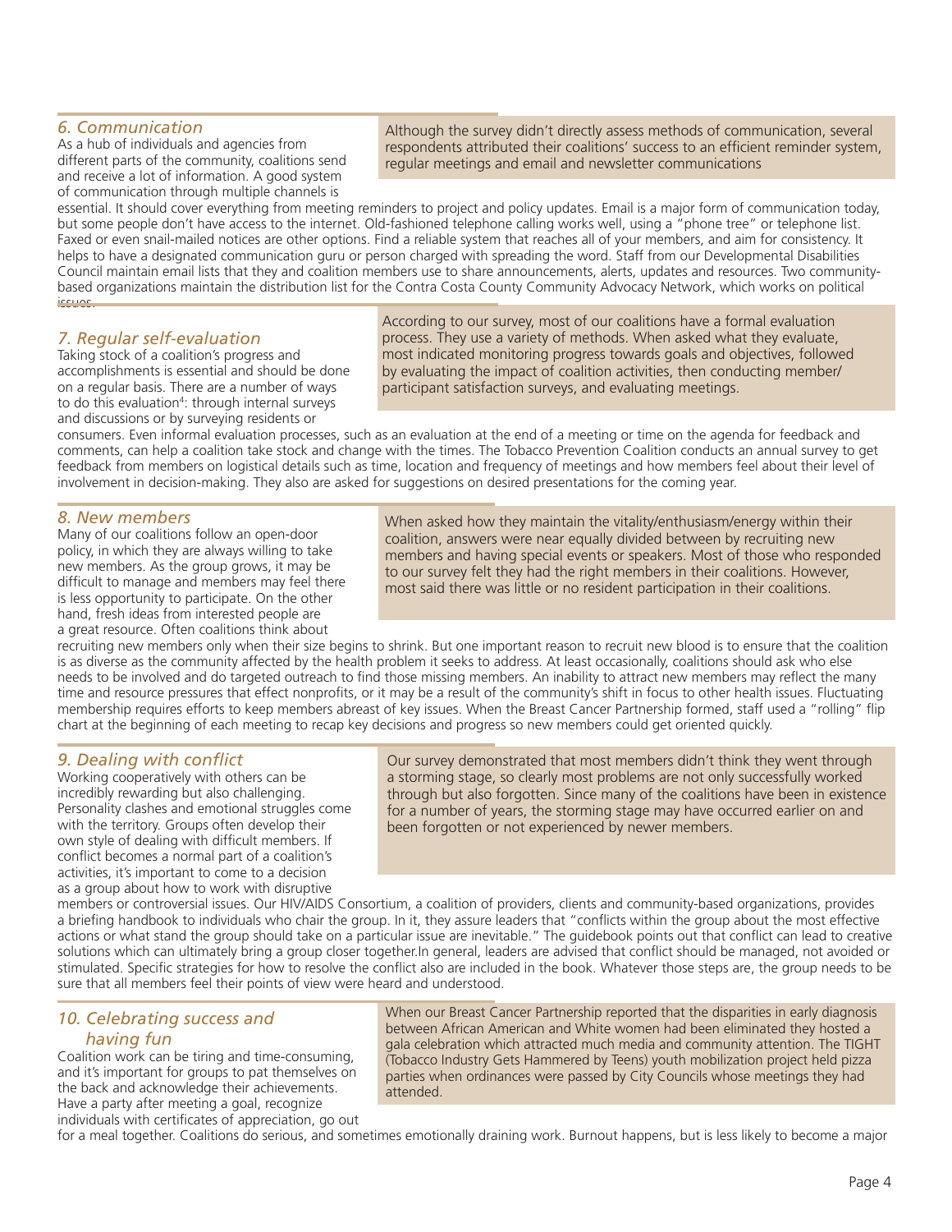## *6. Communication*

As a hub of individuals and agencies from different parts of the community, coalitions send and receive a lot of information. A good system of communication through multiple channels is essential. It should cover everything from meeting reminders to project and policy updates. Email is a major form of communication today, but some people don't have access to the internet. Old-fashioned telephone calling works well, using a "phone tree" or telephone list. Faxed or even snail-mailed notices are other options. Find a reliable system that reaches all of your members, and aim for consistency. It helps to have a designated communication guru or person charged with spreading the word. Staff from our Developmental Disabilities Council maintain email lists that they and coalition members use to share announcements, alerts, updates and resources. Two community-based organizations maintain the distribution list for the Contra Costa County Community Advocacy Network, which works on political issues.

> Although the survey didn't directly assess methods of communication, several respondents attributed their coalitions' success to an efficient reminder system, regular meetings and email and newsletter communications

## *7. Regular self-evaluation*

Taking stock of a coalition's progress and accomplishments is essential and should be done on a regular basis. There are a number of ways to do this evaluation[4]: through internal surveys and discussions or by surveying residents or consumers. Even informal evaluation processes, such as an evaluation at the end of a meeting or time on the agenda for feedback and comments, can help a coalition take stock and change with the times. The Tobacco Prevention Coalition conducts an annual survey to get feedback from members on logistical details such as time, location and frequency of meetings and how members feel about their level of involvement in decision-making. They also are asked for suggestions on desired presentations for the coming year.

> According to our survey, most of our coalitions have a formal evaluation process. They use a variety of methods. When asked what they evaluate, most indicated monitoring progress towards goals and objectives, followed by evaluating the impact of coalition activities, then conducting member/participant satisfaction surveys, and evaluating meetings.

## *8. New members*

Many of our coalitions follow an open-door policy, in which they are always willing to take new members. As the group grows, it may be difficult to manage and members may feel there is less opportunity to participate. On the other hand, fresh ideas from interested people are a great resource. Often coalitions think about recruiting new members only when their size begins to shrink. But one important reason to recruit new blood is to ensure that the coalition is as diverse as the community affected by the health problem it seeks to address. At least occasionally, coalitions should ask who else needs to be involved and do targeted outreach to find those missing members. An inability to attract new members may reflect the many time and resource pressures that effect nonprofits, or it may be a result of the community's shift in focus to other health issues. Fluctuating membership requires efforts to keep members abreast of key issues. When the Breast Cancer Partnership formed, staff used a "rolling" flip chart at the beginning of each meeting to recap key decisions and progress so new members could get oriented quickly.

> When asked how they maintain the vitality/enthusiasm/energy within their coalition, answers were near equally divided between by recruiting new members and having special events or speakers. Most of those who responded to our survey felt they had the right members in their coalitions. However, most said there was little or no resident participation in their coalitions.

## *9. Dealing with conflict*

Working cooperatively with others can be incredibly rewarding but also challenging. Personality clashes and emotional struggles come with the territory. Groups often develop their own style of dealing with difficult members. If conflict becomes a normal part of a coalition's activities, it's important to come to a decision as a group about how to work with disruptive members or controversial issues. Our HIV/AIDS Consortium, a coalition of providers, clients and community-based organizations, provides a briefing handbook to individuals who chair the group. In it, they assure leaders that "conflicts within the group about the most effective actions or what stand the group should take on a particular issue are inevitable." The guidebook points out that conflict can lead to creative solutions which can ultimately bring a group closer together.In general, leaders are advised that conflict should be managed, not avoided or stimulated. Specific strategies for how to resolve the conflict also are included in the book. Whatever those steps are, the group needs to be sure that all members feel their points of view were heard and understood.

> Our survey demonstrated that most members didn't think they went through a storming stage, so clearly most problems are not only successfully worked through but also forgotten. Since many of the coalitions have been in existence for a number of years, the storming stage may have occurred earlier on and been forgotten or not experienced by newer members.

## *10. Celebrating success and having fun*

Coalition work can be tiring and time-consuming, and it's important for groups to pat themselves on the back and acknowledge their achievements. Have a party after meeting a goal, recognize individuals with certificates of appreciation, go out for a meal together. Coalitions do serious, and sometimes emotionally draining work. Burnout happens, but is less likely to become a major

> When our Breast Cancer Partnership reported that the disparities in early diagnosis between African American and White women had been eliminated they hosted a gala celebration which attracted much media and community attention. The TIGHT (Tobacco Industry Gets Hammered by Teens) youth mobilization project held pizza parties when ordinances were passed by City Councils whose meetings they had attended.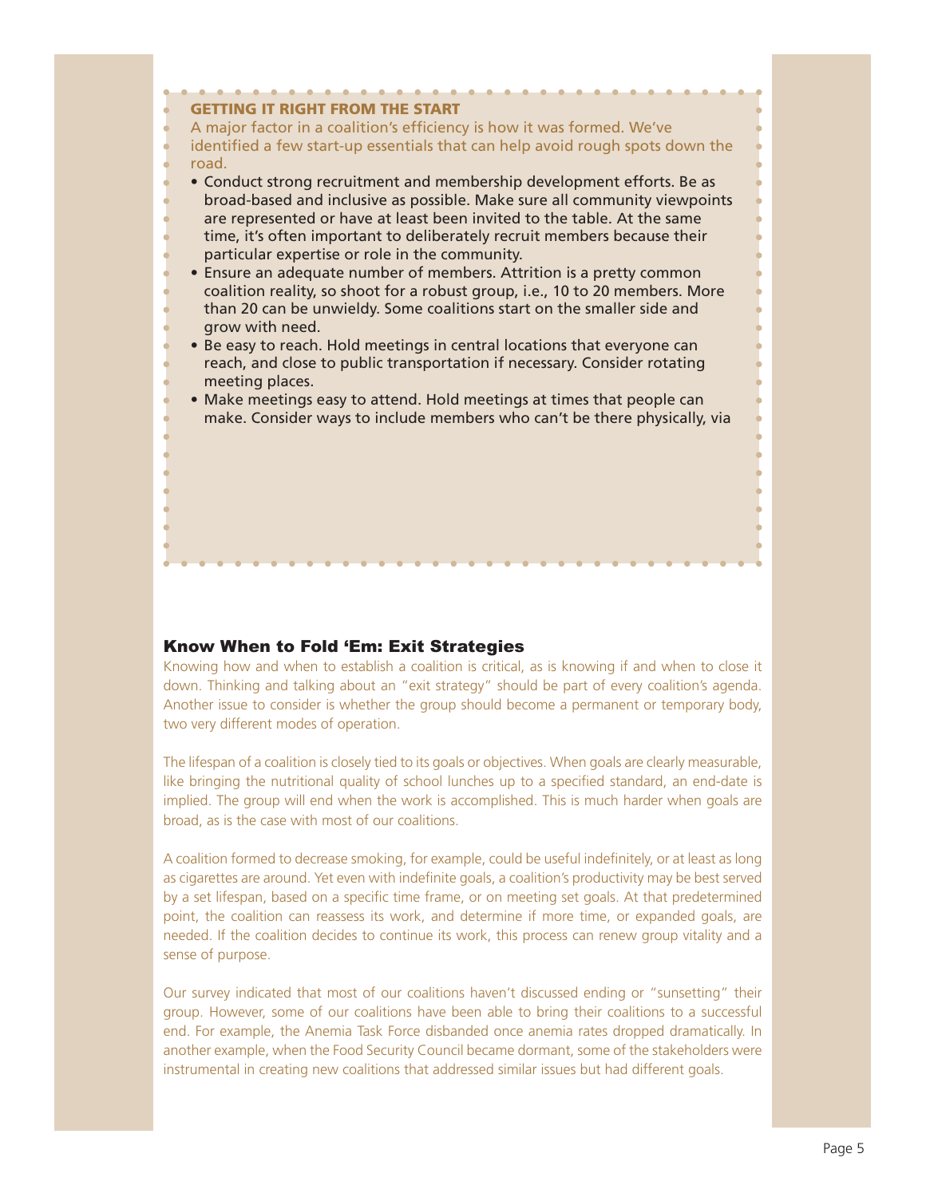### GETTING IT RIGHT FROM THE START

A major factor in a coalition's efficiency is how it was formed. We've identified a few start-up essentials that can help avoid rough spots down the road.

- Conduct strong recruitment and membership development efforts. Be as broad-based and inclusive as possible. Make sure all community viewpoints are represented or have at least been invited to the table. At the same time, it's often important to deliberately recruit members because their particular expertise or role in the community.
- Ensure an adequate number of members. Attrition is a pretty common coalition reality, so shoot for a robust group, i.e., 10 to 20 members. More than 20 can be unwieldy. Some coalitions start on the smaller side and grow with need.
- Be easy to reach. Hold meetings in central locations that everyone can reach, and close to public transportation if necessary. Consider rotating meeting places.
- Make meetings easy to attend. Hold meetings at times that people can make. Consider ways to include members who can't be there physically, via

## Know When to Fold 'Em: Exit Strategies

Knowing how and when to establish a coalition is critical, as is knowing if and when to close it down. Thinking and talking about an "exit strategy" should be part of every coalition's agenda. Another issue to consider is whether the group should become a permanent or temporary body, two very different modes of operation.

The lifespan of a coalition is closely tied to its goals or objectives. When goals are clearly measurable, like bringing the nutritional quality of school lunches up to a specified standard, an end-date is implied. The group will end when the work is accomplished. This is much harder when goals are broad, as is the case with most of our coalitions.

A coalition formed to decrease smoking, for example, could be useful indefinitely, or at least as long as cigarettes are around. Yet even with indefinite goals, a coalition's productivity may be best served by a set lifespan, based on a specific time frame, or on meeting set goals. At that predetermined point, the coalition can reassess its work, and determine if more time, or expanded goals, are needed. If the coalition decides to continue its work, this process can renew group vitality and a sense of purpose.

Our survey indicated that most of our coalitions haven't discussed ending or "sunsetting" their group. However, some of our coalitions have been able to bring their coalitions to a successful end. For example, the Anemia Task Force disbanded once anemia rates dropped dramatically. In another example, when the Food Security Council became dormant, some of the stakeholders were instrumental in creating new coalitions that addressed similar issues but had different goals.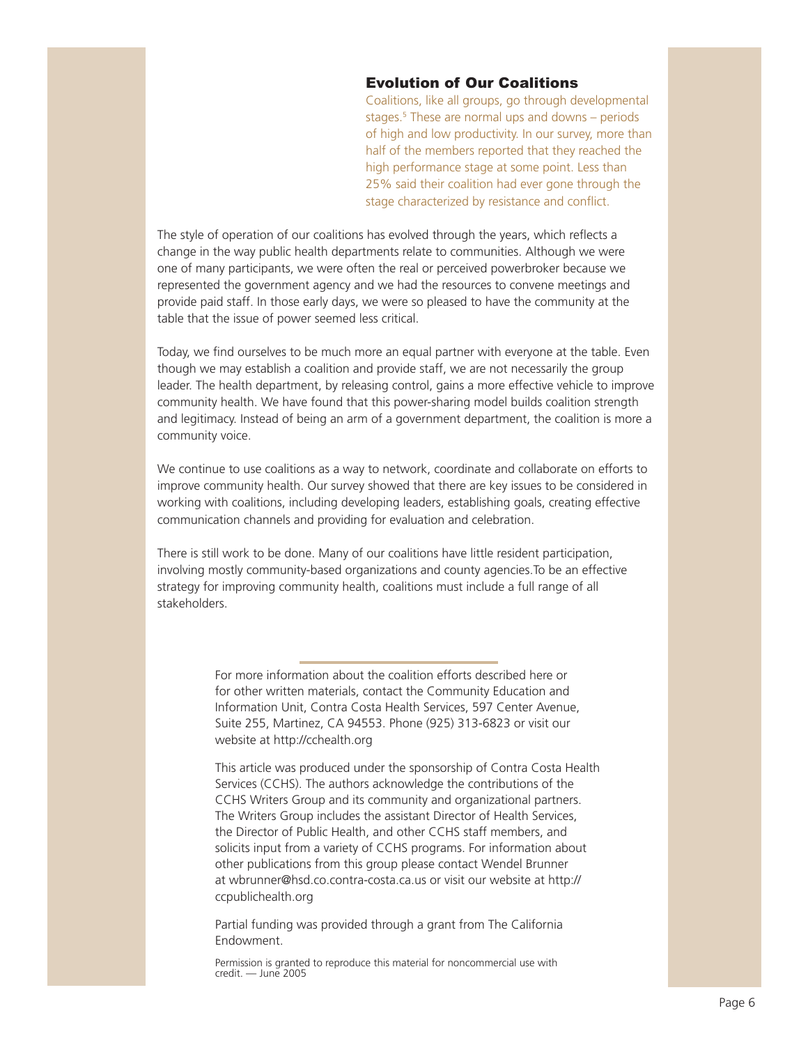## Evolution of Our Coalitions

Coalitions, like all groups, go through developmental stages.[5] These are normal ups and downs – periods of high and low productivity. In our survey, more than half of the members reported that they reached the high performance stage at some point. Less than 25% said their coalition had ever gone through the stage characterized by resistance and conflict.

The style of operation of our coalitions has evolved through the years, which reflects a change in the way public health departments relate to communities. Although we were one of many participants, we were often the real or perceived powerbroker because we represented the government agency and we had the resources to convene meetings and provide paid staff. In those early days, we were so pleased to have the community at the table that the issue of power seemed less critical.

Today, we find ourselves to be much more an equal partner with everyone at the table. Even though we may establish a coalition and provide staff, we are not necessarily the group leader. The health department, by releasing control, gains a more effective vehicle to improve community health. We have found that this power-sharing model builds coalition strength and legitimacy. Instead of being an arm of a government department, the coalition is more a community voice.

We continue to use coalitions as a way to network, coordinate and collaborate on efforts to improve community health. Our survey showed that there are key issues to be considered in working with coalitions, including developing leaders, establishing goals, creating effective communication channels and providing for evaluation and celebration.

There is still work to be done. Many of our coalitions have little resident participation, involving mostly community-based organizations and county agencies.To be an effective strategy for improving community health, coalitions must include a full range of all stakeholders.

---

For more information about the coalition efforts described here or for other written materials, contact the Community Education and Information Unit, Contra Costa Health Services, 597 Center Avenue, Suite 255, Martinez, CA 94553. Phone (925) 313-6823 or visit our website at http://cchealth.org

This article was produced under the sponsorship of Contra Costa Health Services (CCHS). The authors acknowledge the contributions of the CCHS Writers Group and its community and organizational partners. The Writers Group includes the assistant Director of Health Services, the Director of Public Health, and other CCHS staff members, and solicits input from a variety of CCHS programs. For information about other publications from this group please contact Wendel Brunner at wbrunner@hsd.co.contra-costa.ca.us or visit our website at http://ccpublichealth.org

Partial funding was provided through a grant from The California Endowment.

Permission is granted to reproduce this material for noncommercial use with credit. — June 2005